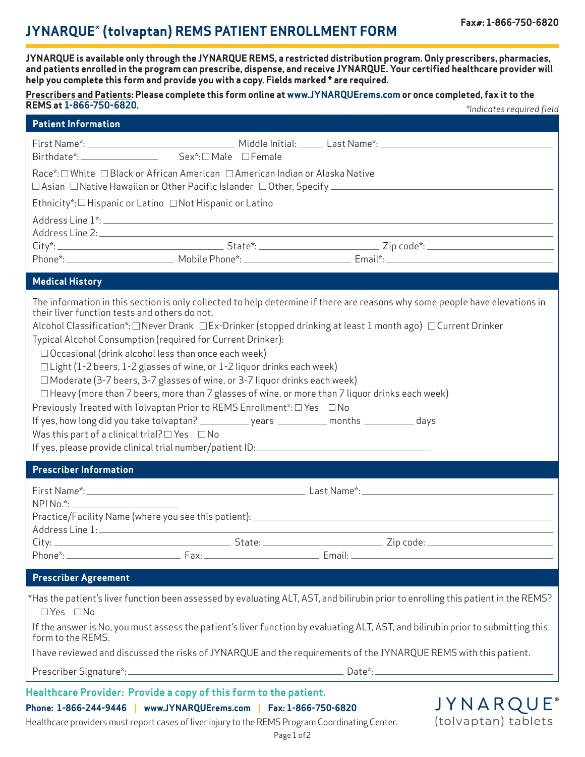Fax#: 1-866-750-6820

# JYNARQUE® (tolvaptan) REMS PATIENT ENROLLMENT FORM

**JYNARQUE is available only through the JYNARQUE REMS, a restricted distribution program. Only prescribers, pharmacies, and patients enrolled in the program can prescribe, dispense, and receive JYNARQUE. Your certified healthcare provider will help you complete this form and provide you with a copy. Fields marked * are required.**

**Prescribers and Patients: Please complete this form online at www.JYNARQUErems.com or once completed, fax it to the REMS at 1-866-750-6820.**

*\*Indicates required field*

## Patient Information

First Name*: ____________ Middle Initial: ____ Last Name*: ____________
Birthdate*: ____________ Sex*: ☐ Male ☐ Female

Race*: ☐ White ☐ Black or African American ☐ American Indian or Alaska Native
☐ Asian ☐ Native Hawaiian or Other Pacific Islander ☐ Other, Specify ____________

Ethnicity*: ☐ Hispanic or Latino ☐ Not Hispanic or Latino

Address Line 1*: ____________
Address Line 2: ____________
City*: ____________ State*: ____________ Zip code*: ____________
Phone*: ____________ Mobile Phone*: ____________ Email*: ____________

## Medical History

The information in this section is only collected to help determine if there are reasons why some people have elevations in their liver function tests and others do not.

Alcohol Classification*: ☐ Never Drank ☐ Ex-Drinker (stopped drinking at least 1 month ago) ☐ Current Drinker

Typical Alcohol Consumption (required for Current Drinker):

- ☐ Occasional (drink alcohol less than once each week)
- ☐ Light (1-2 beers, 1-2 glasses of wine, or 1-2 liquor drinks each week)
- ☐ Moderate (3-7 beers, 3-7 glasses of wine, or 3-7 liquor drinks each week)
- ☐ Heavy (more than 7 beers, more than 7 glasses of wine, or more than 7 liquor drinks each week)

Previously Treated with Tolvaptan Prior to REMS Enrollment*: ☐ Yes ☐ No
If yes, how long did you take tolvaptan? ________ years ________ months ________ days
Was this part of a clinical trial? ☐ Yes ☐ No
If yes, please provide clinical trial number/patient ID: ____________

## Prescriber Information

First Name*: ____________ Last Name*: ____________
NPI No.*: ____________
Practice/Facility Name (where you see this patient): ____________
Address Line 1: ____________
City: ____________ State: ____________ Zip code: ____________
Phone*: ____________ Fax: ____________ Email: ____________

## Prescriber Agreement

*Has the patient's liver function been assessed by evaluating ALT, AST, and bilirubin prior to enrolling this patient in the REMS?
☐ Yes ☐ No

If the answer is No, you must assess the patient's liver function by evaluating ALT, AST, and bilirubin prior to submitting this form to the REMS.

I have reviewed and discussed the risks of JYNARQUE and the requirements of the JYNARQUE REMS with this patient.

Prescriber Signature*: ____________ Date*: ____________

**Healthcare Provider: Provide a copy of this form to the patient.**

**Phone: 1-866-244-9446 | www.JYNARQUErems.com | Fax: 1-866-750-6820**

Healthcare providers must report cases of liver injury to the REMS Program Coordinating Center.

JYNARQUE® (tolvaptan) tablets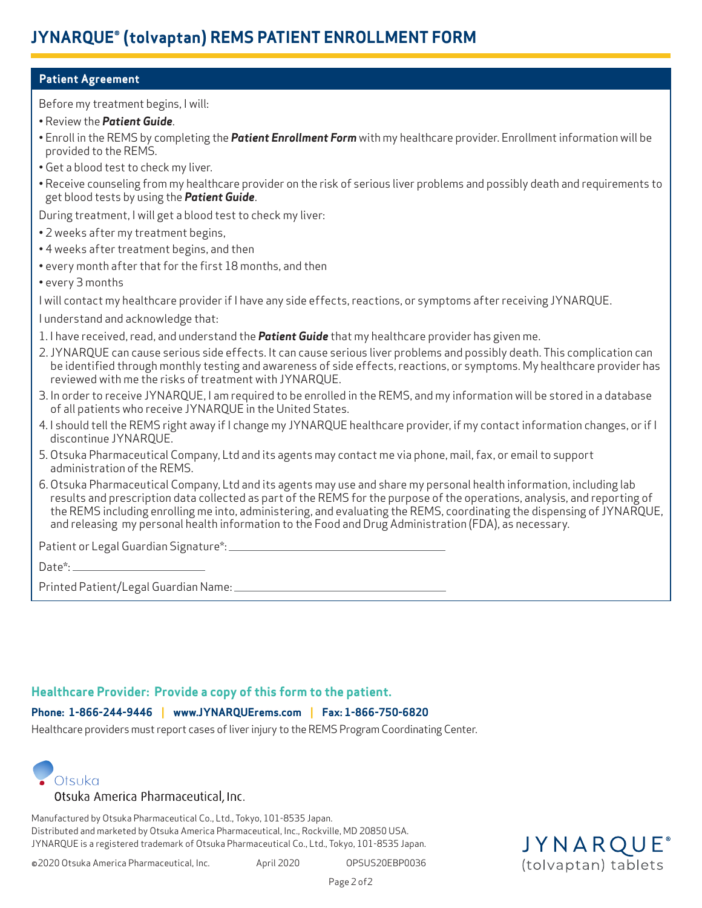# JYNARQUE® (tolvaptan) REMS PATIENT ENROLLMENT FORM

## Patient Agreement

Before my treatment begins, I will:

- Review the ***Patient Guide***.
- Enroll in the REMS by completing the ***Patient Enrollment Form*** with my healthcare provider. Enrollment information will be provided to the REMS.
- Get a blood test to check my liver.
- Receive counseling from my healthcare provider on the risk of serious liver problems and possibly death and requirements to get blood tests by using the ***Patient Guide***.

During treatment, I will get a blood test to check my liver:

- 2 weeks after my treatment begins,
- 4 weeks after treatment begins, and then
- every month after that for the first 18 months, and then
- every 3 months

I will contact my healthcare provider if I have any side effects, reactions, or symptoms after receiving JYNARQUE.

I understand and acknowledge that:

1. I have received, read, and understand the ***Patient Guide*** that my healthcare provider has given me.
2. JYNARQUE can cause serious side effects. It can cause serious liver problems and possibly death. This complication can be identified through monthly testing and awareness of side effects, reactions, or symptoms. My healthcare provider has reviewed with me the risks of treatment with JYNARQUE.
3. In order to receive JYNARQUE, I am required to be enrolled in the REMS, and my information will be stored in a database of all patients who receive JYNARQUE in the United States.
4. I should tell the REMS right away if I change my JYNARQUE healthcare provider, if my contact information changes, or if I discontinue JYNARQUE.
5. Otsuka Pharmaceutical Company, Ltd and its agents may contact me via phone, mail, fax, or email to support administration of the REMS.
6. Otsuka Pharmaceutical Company, Ltd and its agents may use and share my personal health information, including lab results and prescription data collected as part of the REMS for the purpose of the operations, analysis, and reporting of the REMS including enrolling me into, administering, and evaluating the REMS, coordinating the dispensing of JYNARQUE, and releasing my personal health information to the Food and Drug Administration (FDA), as necessary.

Patient or Legal Guardian Signature*: ____________________

Date*: ____________

Printed Patient/Legal Guardian Name: ____________________

**Healthcare Provider: Provide a copy of this form to the patient.**

**Phone: 1-866-244-9446 | www.JYNARQUErems.com | Fax: 1-866-750-6820**

Healthcare providers must report cases of liver injury to the REMS Program Coordinating Center.

Otsuka

Otsuka America Pharmaceutical, Inc.

Manufactured by Otsuka Pharmaceutical Co., Ltd., Tokyo, 101-8535 Japan.
Distributed and marketed by Otsuka America Pharmaceutical, Inc., Rockville, MD 20850 USA.
JYNARQUE is a registered trademark of Otsuka Pharmaceutical Co., Ltd., Tokyo, 101-8535 Japan.

©2020 Otsuka America Pharmaceutical, Inc. April 2020 OPSUS20EBP0036

JYNARQUE® (tolvaptan) tablets